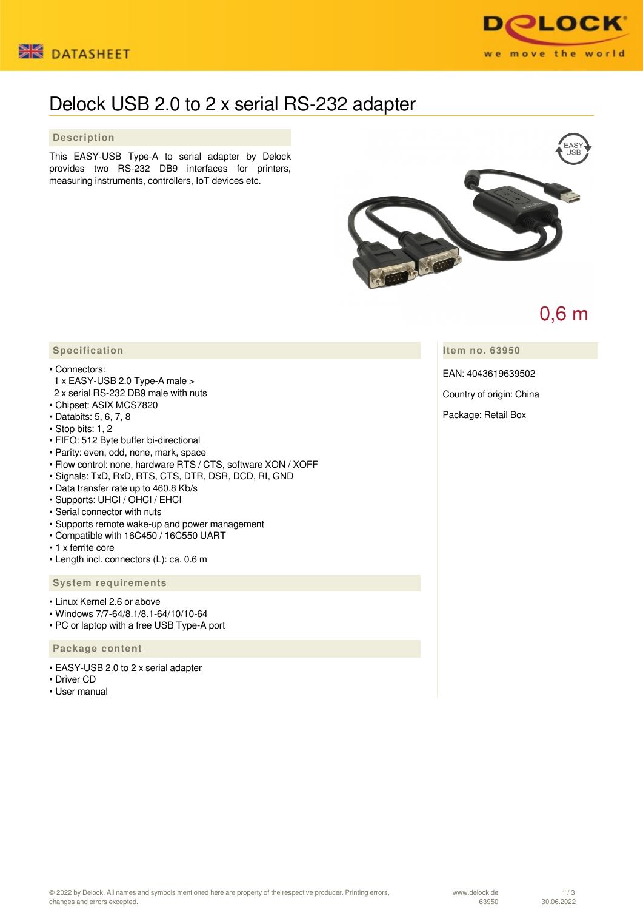# Delock USB 2.0 to 2 x serial RS-232 adapter

## Description

This EASY-USB Type-A to serial adapter by Delock provides two RS-232 DB9 interfaces for printers, measuring instruments, controllers, IoT devices etc.

0,6 m

## Specification

- Connectors:
  1 x EASY-USB 2.0 Type-A male >
  2 x serial RS-232 DB9 male with nuts
- Chipset: ASIX MCS7820
- Databits: 5, 6, 7, 8
- Stop bits: 1, 2
- FIFO: 512 Byte buffer bi-directional
- Parity: even, odd, none, mark, space
- Flow control: none, hardware RTS / CTS, software XON / XOFF
- Signals: TxD, RxD, RTS, CTS, DTR, DSR, DCD, RI, GND
- Data transfer rate up to 460.8 Kb/s
- Supports: UHCI / OHCI / EHCI
- Serial connector with nuts
- Supports remote wake-up and power management
- Compatible with 16C450 / 16C550 UART
- 1 x ferrite core
- Length incl. connectors (L): ca. 0.6 m

## System requirements

- Linux Kernel 2.6 or above
- Windows 7/7-64/8.1/8.1-64/10/10-64
- PC or laptop with a free USB Type-A port

## Package content

- EASY-USB 2.0 to 2 x serial adapter
- Driver CD
- User manual

## Item no. 63950

EAN: 4043619639502

Country of origin: China

Package: Retail Box

© 2022 by Delock. All names and symbols mentioned here are property of the respective producer. Printing errors, changes and errors excepted.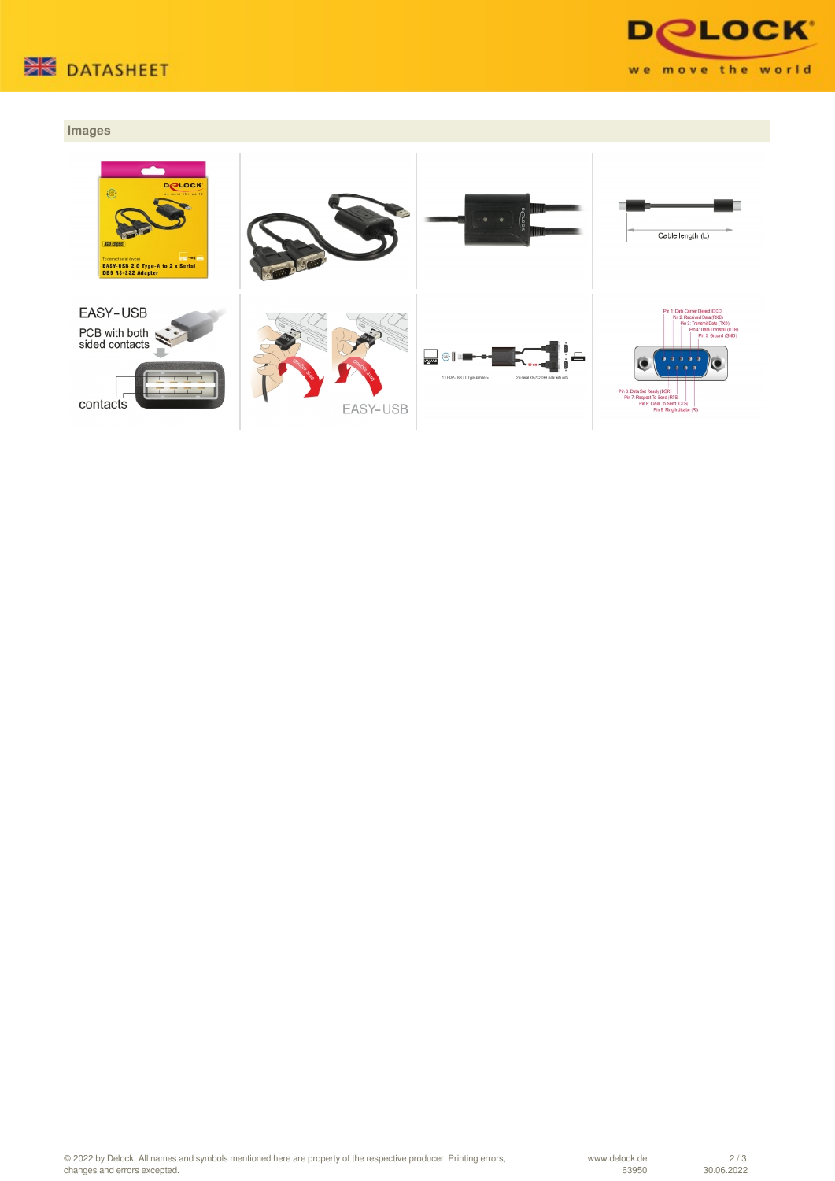## Images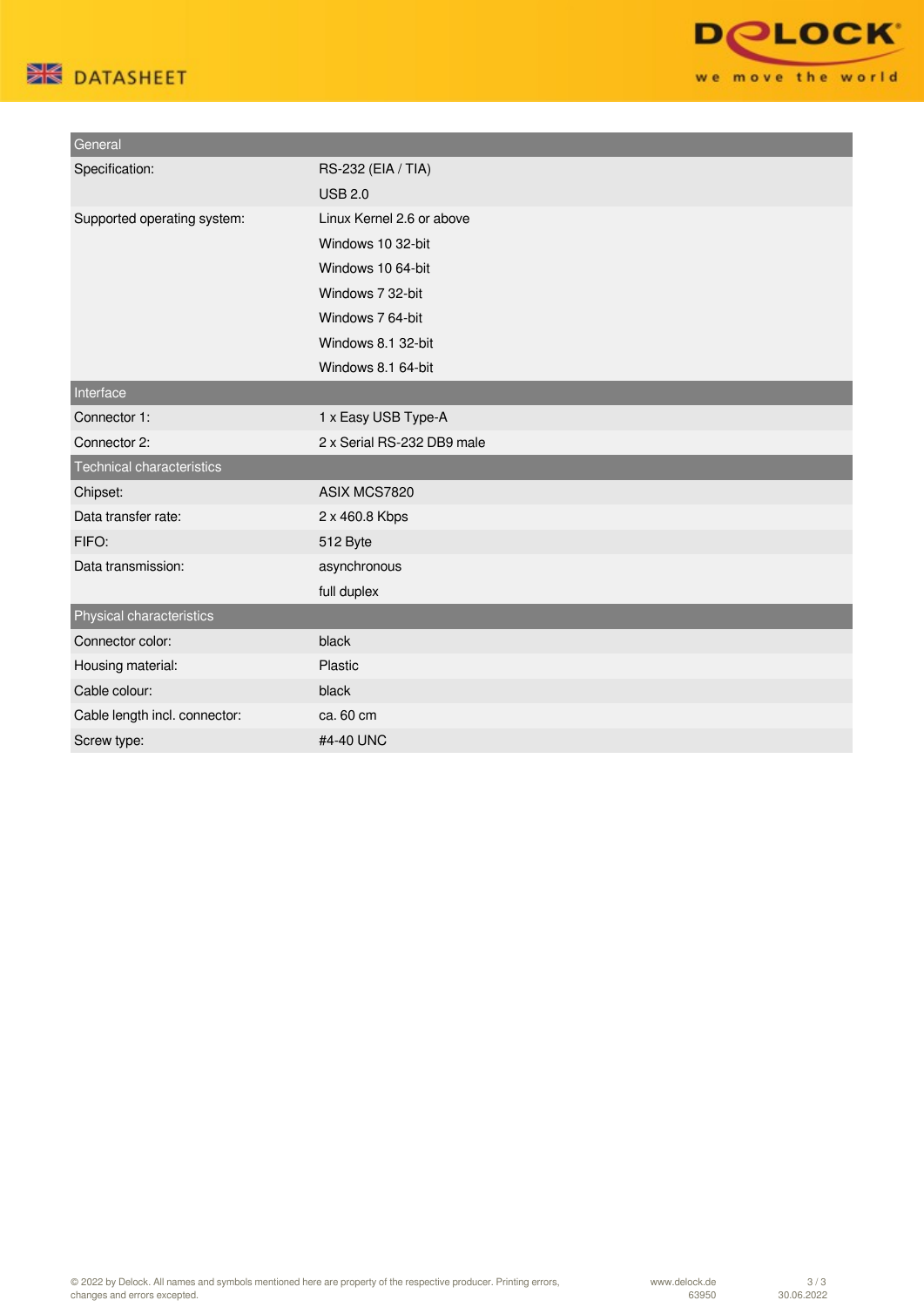| | |
|---|---|
| **General** | |
| Specification: | RS-232 (EIA / TIA) |
| | USB 2.0 |
| Supported operating system: | Linux Kernel 2.6 or above |
| | Windows 10 32-bit |
| | Windows 10 64-bit |
| | Windows 7 32-bit |
| | Windows 7 64-bit |
| | Windows 8.1 32-bit |
| | Windows 8.1 64-bit |
| **Interface** | |
| Connector 1: | 1 x Easy USB Type-A |
| Connector 2: | 2 x Serial RS-232 DB9 male |
| **Technical characteristics** | |
| Chipset: | ASIX MCS7820 |
| Data transfer rate: | 2 x 460.8 Kbps |
| FIFO: | 512 Byte |
| Data transmission: | asynchronous |
| | full duplex |
| **Physical characteristics** | |
| Connector color: | black |
| Housing material: | Plastic |
| Cable colour: | black |
| Cable length incl. connector: | ca. 60 cm |
| Screw type: | #4-40 UNC |

© 2022 by Delock. All names and symbols mentioned here are property of the respective producer. Printing errors, changes and errors excepted.